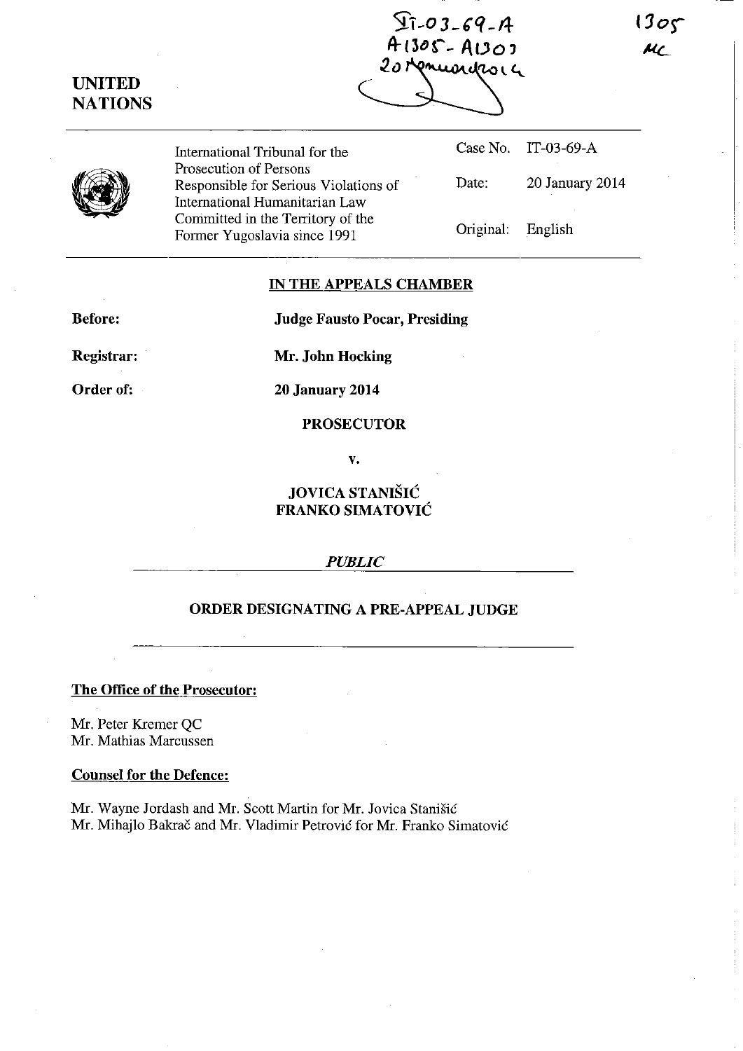IT-03-69-A
A1305 - A1303
20 January 2014

1305
MC

**UNITED NATIONS**

International Tribunal for the Prosecution of Persons Responsible for Serious Violations of International Humanitarian Law Committed in the Territory of the Former Yugoslavia since 1991

Case No. IT-03-69-A

Date: 20 January 2014

Original: English

## IN THE APPEALS CHAMBER

**Before:** **Judge Fausto Pocar, Presiding**

**Registrar:** **Mr. John Hocking**

**Order of:** **20 January 2014**

**PROSECUTOR**

**v.**

**JOVICA STANIŠIĆ**
**FRANKO SIMATOVIĆ**

***PUBLIC***

## ORDER DESIGNATING A PRE-APPEAL JUDGE

**The Office of the Prosecutor:**

Mr. Peter Kremer QC
Mr. Mathias Marcussen

**Counsel for the Defence:**

Mr. Wayne Jordash and Mr. Scott Martin for Mr. Jovica Stanišić
Mr. Mihajlo Bakrač and Mr. Vladimir Petrović for Mr. Franko Simatović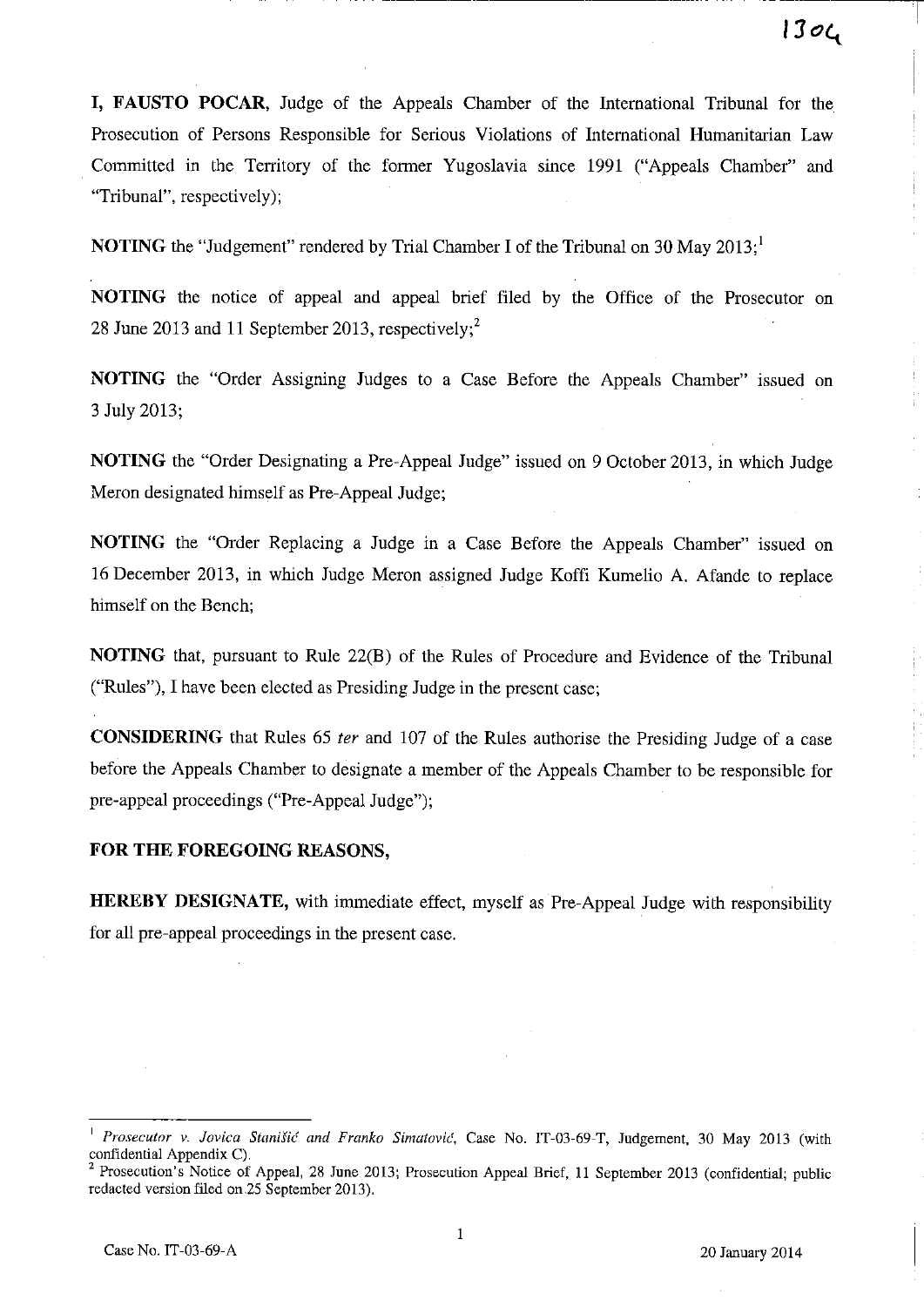**I, FAUSTO POCAR**, Judge of the Appeals Chamber of the International Tribunal for the Prosecution of Persons Responsible for Serious Violations of International Humanitarian Law Committed in the Territory of the former Yugoslavia since 1991 ("Appeals Chamber" and "Tribunal", respectively);

**NOTING** the "Judgement" rendered by Trial Chamber I of the Tribunal on 30 May 2013;[1]

**NOTING** the notice of appeal and appeal brief filed by the Office of the Prosecutor on 28 June 2013 and 11 September 2013, respectively;[2]

**NOTING** the "Order Assigning Judges to a Case Before the Appeals Chamber" issued on 3 July 2013;

**NOTING** the "Order Designating a Pre-Appeal Judge" issued on 9 October 2013, in which Judge Meron designated himself as Pre-Appeal Judge;

**NOTING** the "Order Replacing a Judge in a Case Before the Appeals Chamber" issued on 16 December 2013, in which Judge Meron assigned Judge Koffi Kumelio A. Afande to replace himself on the Bench;

**NOTING** that, pursuant to Rule 22(B) of the Rules of Procedure and Evidence of the Tribunal ("Rules"), I have been elected as Presiding Judge in the present case;

**CONSIDERING** that Rules 65 *ter* and 107 of the Rules authorise the Presiding Judge of a case before the Appeals Chamber to designate a member of the Appeals Chamber to be responsible for pre-appeal proceedings ("Pre-Appeal Judge");

**FOR THE FOREGOING REASONS,**

**HEREBY DESIGNATE,** with immediate effect, myself as Pre-Appeal Judge with responsibility for all pre-appeal proceedings in the present case.

---

[1] *Prosecutor v. Jovica Stanišić and Franko Simatović*, Case No. IT-03-69-T, Judgement, 30 May 2013 (with confidential Appendix C).

[2] Prosecution's Notice of Appeal, 28 June 2013; Prosecution Appeal Brief, 11 September 2013 (confidential; public redacted version filed on 25 September 2013).

Case No. IT-03-69-A 20 January 2014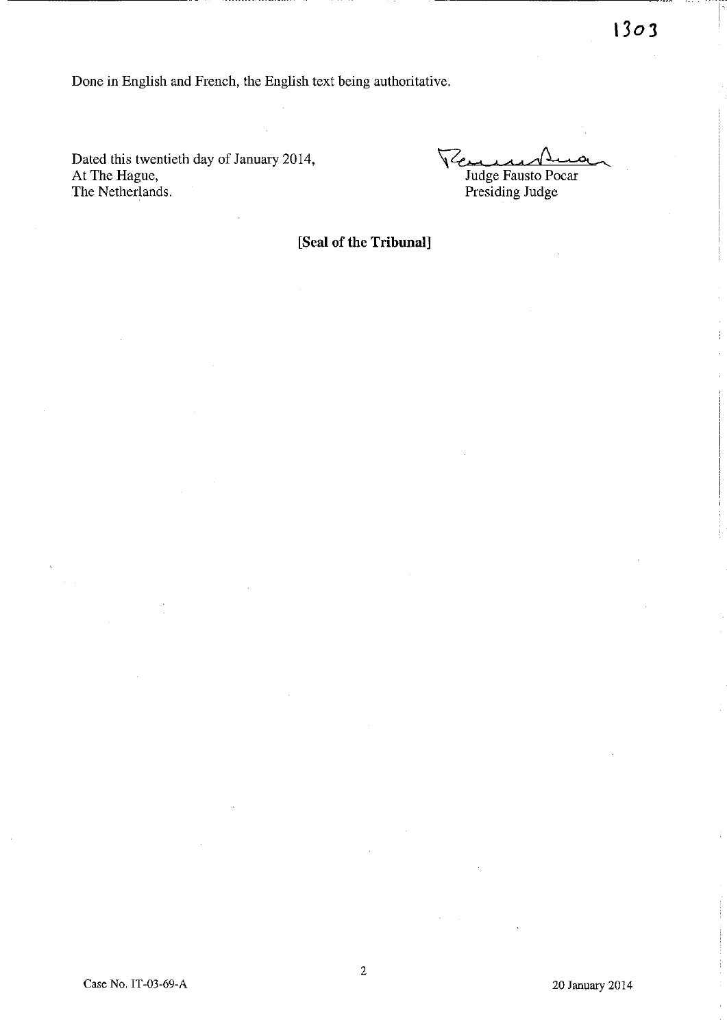Done in English and French, the English text being authoritative.

Dated this twentieth day of January 2014,
At The Hague,
The Netherlands.

Judge Fausto Pocar
Presiding Judge

**[Seal of the Tribunal]**